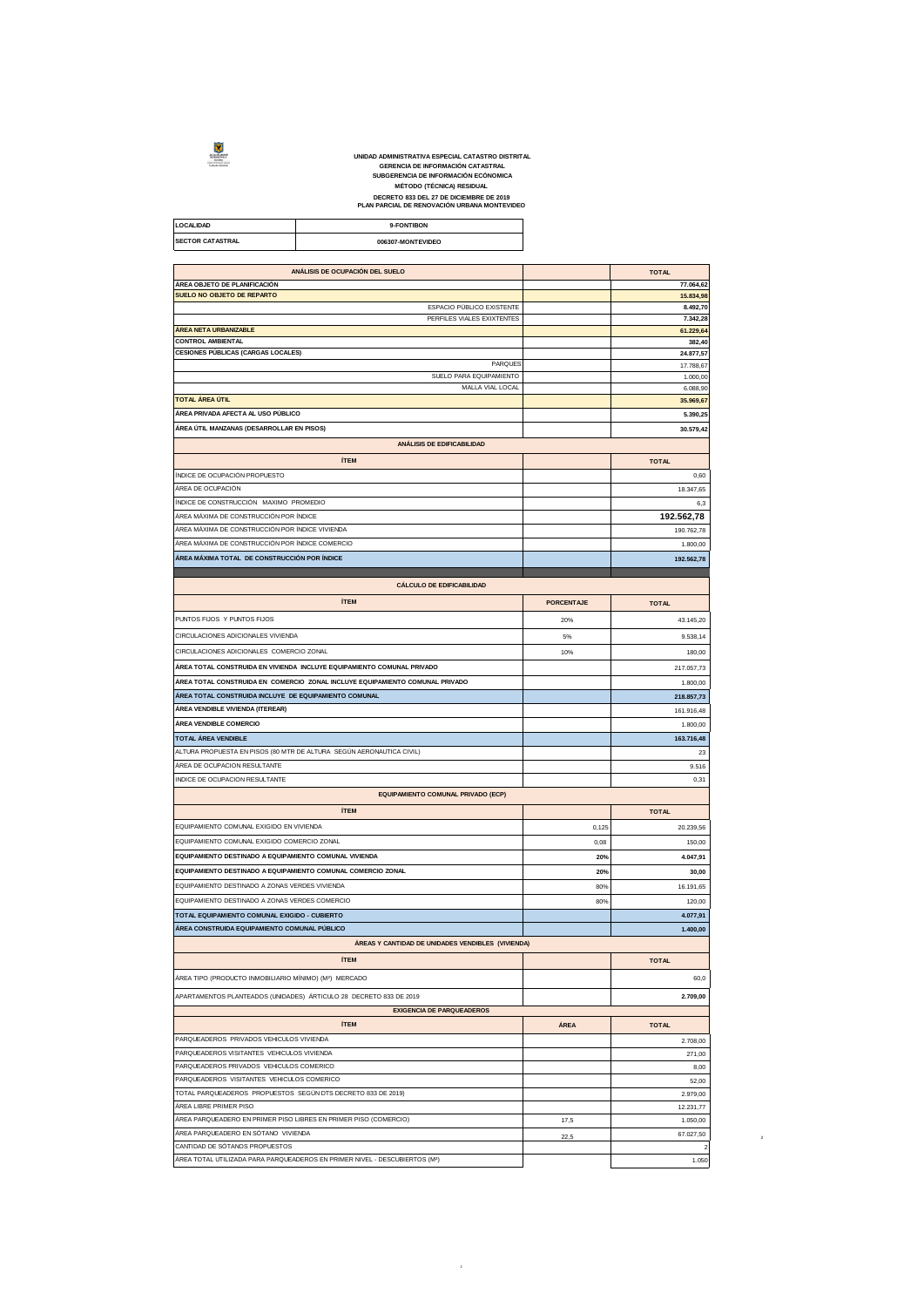**UNIDAD ADMINISTRATIVA ESPECIAL CATASTRO DISTRITAL**
**GERENCIA DE INFORMACIÓN CATASTRAL**
**SUBGERENCIA DE INFORMACIÓN ECÓNOMICA**
**MÉTODO (TÉCNICA) RESIDUAL**
**DECRETO 833 DEL 27 DE DICIEMBRE DE 2019**
**PLAN PARCIAL DE RENOVACIÓN URBANA MONTEVIDEO**

| | |
|---|---|
| **LOCALIDAD** | **9-FONTIBON** |
| **SECTOR CATASTRAL** | **006307-MONTEVIDEO** |

| ANÁLISIS DE OCUPACIÓN DEL SUELO | | TOTAL |
|---|---|---|
| **ÁREA OBJETO DE PLANIFICACIÓN** | | **77.064,62** |
| **SUELO NO OBJETO DE REPARTO** | | **15.834,98** |
| ESPACIO PÚBLICO EXISTENTE | | **8.492,70** |
| PERFILES VIALES EXIXTENTES | | **7.342,28** |
| **ÁREA NETA URBANIZABLE** | | **61.229,64** |
| **CONTROL AMBIENTAL** | | **382,40** |
| **CESIONES PÚBLICAS (CARGAS LOCALES)** | | **24.877,57** |
| PARQUES | | 17.788,67 |
| SUELO PARA EQUIPAMIENTO | | 1.000,00 |
| MALLA VIAL LOCAL | | 6.088,90 |
| **TOTAL ÁREA ÚTIL** | | **35.969,67** |
| **ÁREA PRIVADA AFECTA AL USO PÚBLICO** | | **5.390,25** |
| **ÁREA ÚTIL MANZANAS (DESARROLLAR EN PISOS)** | | **30.579,42** |
| **ANÁLISIS DE EDIFICABILIDAD** | | |
| **ÍTEM** | | **TOTAL** |
| ÍNDICE DE OCUPACIÓN PROPUESTO | | 0,60 |
| ÁREA DE OCUPACIÓN | | 18.347,65 |
| ÍNDICE DE CONSTRUCCIÓN MAXIMO PROMEDIO | | 6,3 |
| ÁREA MÁXIMA DE CONSTRUCCIÓN POR ÍNDICE | | **192.562,78** |
| ÁREA MÁXIMA DE CONSTRUCCIÓN POR ÍNDICE VIVIENDA | | 190.762,78 |
| ÁREA MÁXIMA DE CONSTRUCCIÓN POR ÍNDICE COMERCIO | | 1.800,00 |
| **ÁREA MÁXIMA TOTAL DE CONSTRUCCIÓN POR ÍNDICE** | | **192.562,78** |
| **CÁLCULO DE EDIFICABILIDAD** | | |
| **ÍTEM** | **PORCENTAJE** | **TOTAL** |
| PUNTOS FIJOS Y PUNTOS FIJOS | 20% | 43.145,20 |
| CIRCULACIONES ADICIONALES VIVIENDA | 5% | 9.538,14 |
| CIRCULACIONES ADICIONALES COMERCIO ZONAL | 10% | 180,00 |
| **ÁREA TOTAL CONSTRUIDA EN VIVIENDA INCLUYE EQUIPAMIENTO COMUNAL PRIVADO** | | 217.057,73 |
| **ÁREA TOTAL CONSTRUIDA EN COMERCIO ZONAL INCLUYE EQUIPAMIENTO COMUNAL PRIVADO** | | 1.800,00 |
| **ÁREA TOTAL CONSTRUIDA INCLUYE DE EQUIPAMIENTO COMUNAL** | | **218.857,73** |
| **ÁREA VENDIBLE VIVIENDA (ITEREAR)** | | 161.916,48 |
| **ÁREA VENDIBLE COMERCIO** | | 1.800,00 |
| **TOTAL ÁREA VENDIBLE** | | **163.716,48** |
| ALTURA PROPUESTA EN PISOS (80 MTR DE ALTURA SEGÚN AERONAUTICA CIVIL) | | 23 |
| ÁREA DE OCUPACION RESULTANTE | | 9.516 |
| INDICE DE OCUPACION RESULTANTE | | 0,31 |
| **EQUIPAMIENTO COMUNAL PRIVADO (ECP)** | | |
| **ÍTEM** | | **TOTAL** |
| EQUIPAMIENTO COMUNAL EXIGIDO EN VIVIENDA | 0,125 | 20.239,56 |
| EQUIPAMIENTO COMUNAL EXIGIDO COMERCIO ZONAL | 0,08 | 150,00 |
| **EQUIPAMIENTO DESTINADO A EQUIPAMIENTO COMUNAL VIVIENDA** | **20%** | **4.047,91** |
| **EQUIPAMIENTO DESTINADO A EQUIPAMIENTO COMUNAL COMERCIO ZONAL** | **20%** | **30,00** |
| EQUIPAMIENTO DESTINADO A ZONAS VERDES VIVIENDA | 80% | 16.191,65 |
| EQUIPAMIENTO DESTINADO A ZONAS VERDES COMERCIO | 80% | 120,00 |
| **TOTAL EQUIPAMIENTO COMUNAL EXIGIDO - CUBIERTO** | | **4.077,91** |
| **ÁREA CONSTRUIDA EQUIPAMIENTO COMUNAL PÚBLICO** | | **1.400,00** |
| **ÁREAS Y CANTIDAD DE UNIDADES VENDIBLES (VIVIENDA)** | | |
| **ÍTEM** | | **TOTAL** |
| ÁREA TIPO (PRODUCTO INMOBILIARIO MÍNIMO) (M²) MERCADO | | 60,0 |
| APARTAMENTOS PLANTEADOS (UNIDADES) ÁRTICULO 28 DECRETO 833 DE 2019 | | **2.709,00** |
| **EXIGENCIA DE PARQUEADEROS** | | |
| **ÍTEM** | **ÁREA** | **TOTAL** |
| PARQUEADEROS PRIVADOS VEHICULOS VIVIENDA | | 2.708,00 |
| PARQUEADEROS VISITANTES VEHICULOS VIVIENDA | | 271,00 |
| PARQUEADEROS PRIVADOS VEHICULOS COMERICO | | 8,00 |
| PARQUEADEROS VISITANTES VEHICULOS COMERICO | | 52,00 |
| TOTAL PARQUEADEROS PROPUESTOS SEGÚN DTS DECRETO 833 DE 2019) | | 2.979,00 |
| ÁREA LIBRE PRIMER PISO | | 12.231,77 |
| ÁREA PARQUEADERO EN PRIMER PISO LIBRES EN PRIMER PISO (COMERCIO) | 17,5 | 1.050,00 |
| ÁREA PARQUEADERO EN SÓTANO VIVIENDA | 22,5 | 67.027,50 |
| CANTIDAD DE SÓTANOS PROPUESTOS | | 2 |
| ÁREA TOTAL UTILIZADA PARA PARQUEADEROS EN PRIMER NIVEL - DESCUBIERTOS (M²) | | 1.050 |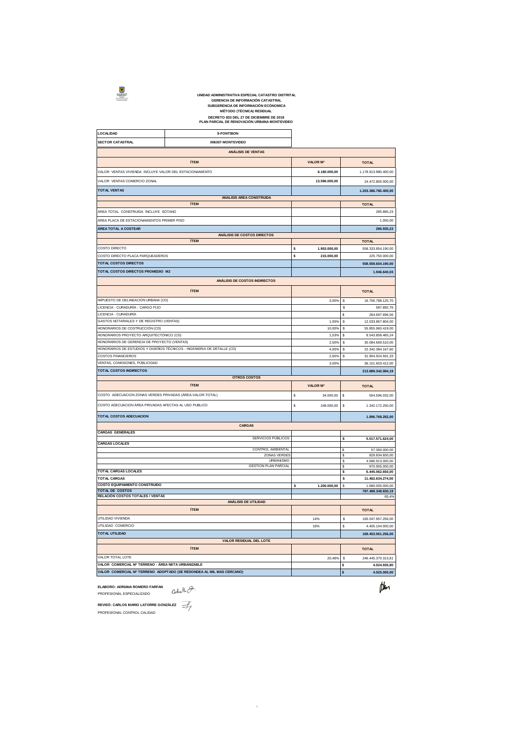**UNIDAD ADMINISTRATIVA ESPECIAL CATASTRO DISTRITAL**
**GERENCIA DE INFORMACIÓN CATASTRAL**
**SUBGERENCIA DE INFORMACIÓN ECÓNOMICA**
**MÉTODO (TÉCNICA) RESIDUAL**

**DECRETO 833 DEL 27 DE DICIEMBRE DE 2019**
**PLAN PARCIAL DE RENOVACIÓN URBANA MONTEVIDEO**

| | |
|---|---|
| **LOCALIDAD** | **9-FONTIBON** |
| **SECTOR CATASTRAL** | **006307-MONTEVIDEO** |

| | | |
|---|---|---|
| **ANÁLISIS DE VENTAS** | | |
| **ÍTEM** | **VALOR M²** | **TOTAL** |
| VALOR VENTAS VIVIENDA INCLUYE VALOR DEL ESTACIONAMIENTO | **6.180.000,00** | 1.178.913.980.400,00 |
| VALOR VENTAS COMERCIO ZONAL | **13.596.000,00** | 24.472.800.000,00 |
| **TOTAL VENTAS** | | **1.203.386.780.400,00** |
| **ANALISIS AREA CONSTRUIDA** | | |
| **ÍTEM** | | **TOTAL** |
| ÁREA TOTAL CONSTRUIDA INCLUYE SÓTANO | | 285.885,23 |
| ÁREA PLACA DE ESTACIONAMIENTOS PRIMER PISO | | 1.050,00 |
| **ÁREA TOTAL A COSTEAR** | | **286.935,23** |
| **ANÁLISIS DE COSTOS DIRECTOS** | | |
| **ÍTEM** | | **TOTAL** |
| COSTO DIRECTO | **$ 1.953.000,00** | 558.333.854.190,00 |
| COSTO DIRECTO PLACA PARQUEADEROS | **$ 215.000,00** | 225.750.000,00 |
| **TOTAL COSTOS DIRECTOS** | | **558.559.604.190,00** |
| **TOTAL COSTOS DIRECTOS PROMEDIO M2** | | **1.946.640,03** |
| **ANÁLISIS DE COSTOS INDIRECTOS** | | |
| **ÍTEM** | | **TOTAL** |
| IMPUESTO DE DELINEACIÓN URBANA (CD) | 3,00% | $ 16.756.788.125,70 |
| LICENCIA - CURADURÍA - CARGO FIJO | | $ 587.892,76 |
| LICENCIA - CURADURÍA | | $ 264.697.696,56 |
| GASTOS NOTARIALES Y DE REGISTRO (VENTAS) | 1,00% | $ 12.033.867.804,00 |
| HONORARIOS DE COSTRUCCIÓN (CD) | 10,00% | $ 55.855.960.419,00 |
| HONORARIOS PROYECTO ARQUITECTÓNICO (CD) | 1,53% | $ 8.543.858.465,24 |
| HONORARIOS DE GERENCIA DE PROYECTO (VENTAS) | 2,50% | $ 30.084.669.510,00 |
| HONORARIOS DE ESTUDIOS Y DISEÑOS TÉCNICOS - INGENIERIA DE DETALLE (CD) | 4,00% | $ 22.342.384.167,60 |
| COSTOS FINANCIEROS | 2,65% | $ 31.904.924.591,33 |
| VENTAS, COMISIONES, PÚBLICIDAD | 3,00% | 36.101.603.412,00 |
| **TOTAL COSTOS INDIRECTOS** | | **213.889.342.084,19** |
| **OTROS COSTOS** | | |
| **ÍTEM** | **VALOR M²** | **TOTAL** |
| COSTO ADECUACION ZONAS VERDES PRIVADAS (ÁREA-VALOR-TOTAL) | $ 34.000,00 | $ 554.596.032,00 |
| COSTO ADECUACION ÁREA PRIVADAS AFECTAS AL USO PUBLICO | $ 249.000,00 | $ 1.342.172.250,00 |
| **TOTAL COSTOS ADECUACION** | | **1.896.768.282,00** |
| **CARGAS** | | |
| **CARGAS GENERALES** | | |
| SERVICIOS PÚBLICOS | | **$ 5.017.571.624,00** |
| **CARGAS LOCALES** | | |
| CONTROL AMBIENTAL | | $ 57.360.000,00 |
| ZONAS VERDES | | $ 829.834.650,00 |
| URBANISMO | | $ 4.586.913.000,00 |
| GESTION PLAN PARCIAL | | $ 970.955.000,00 |
| **TOTAL CARGAS LOCALES** | | **$ 6.445.062.650,00** |
| **TOTAL CARGAS** | | **$ 11.462.634.274,00** |
| **COSTO EQUIPAMIENTO CONSTRUIDO** | **$ 1.200.000,00** | $ 1.680.000.000,00 |
| **TOTAL DE COSTOS** | | **787.488.348.830,19** |
| **RELACIÓN COSTOS TOTALES / VENTAS** | | 65,4% |
| **ANÁLISIS DE UTILIDAD** | | |
| **ÍTEM** | | **TOTAL** |
| UTILIDAD VIVIENDA | 14% | $ 165.047.957.256,00 |
| UTILIDAD COMERCIO | 18% | $ 4.405.104.000,00 |
| **TOTAL UTILIDAD** | | **169.453.061.256,00** |
| **VALOR RESIDUAL DEL LOTE** | | |
| **ÍTEM** | | **TOTAL** |
| VALOR TOTAL LOTE | 20,48% | $ 246.445.370.313,81 |
| **VALOR COMERCIAL M² TERRENO - ÁREA NETA URBANIZABLE** | | **$ 4.024.935,80** |
| **VALOR COMERCIAL M² TERRENO ADOPTADO (SE REDONDEA AL MIL MAS CERCANO)** | | **$ 4.025.000,00** |

**ELABORO: ADRIANA ROMERO FARFAN**
PROFESIONAL ESPECIALIZADO

**REVISÓ: CARLOS MARIO LATORRE GONZÁLEZ**
PROFESIONAL CONTROL CALIDAD